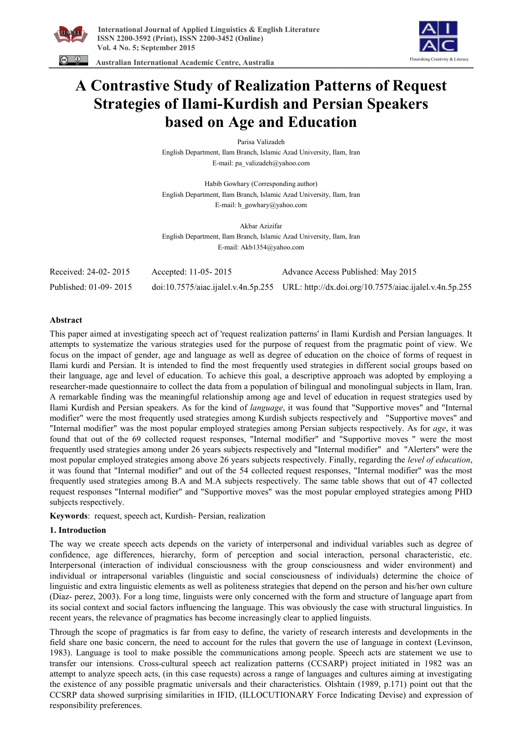# A Contrastive Study of Realization Patterns of Request Strategies of Ilami-Kurdish and Persian Speakers based on Age and Education

Parisa Valizadeh
English Department, Ilam Branch, Islamic Azad University, Ilam, Iran
E-mail: pa_valizadeh@yahoo.com

Habib Gowhary (Corresponding author)
English Department, Ilam Branch, Islamic Azad University, Ilam, Iran
E-mail: h_gowhary@yahoo.com

Akbar Azizifar
English Department, Ilam Branch, Islamic Azad University, Ilam, Iran
E-mail: Akb1354@yahoo.com

Received: 24-02- 2015 Accepted: 11-05- 2015 Advance Access Published: May 2015
Published: 01-09- 2015 doi:10.7575/aiac.ijalel.v.4n.5p.255 URL: http://dx.doi.org/10.7575/aiac.ijalel.v.4n.5p.255

## Abstract

This paper aimed at investigating speech act of 'request realization patterns' in Ilami Kurdish and Persian languages. It attempts to systematize the various strategies used for the purpose of request from the pragmatic point of view. We focus on the impact of gender, age and language as well as degree of education on the choice of forms of request in Ilami kurdi and Persian. It is intended to find the most frequently used strategies in different social groups based on their language, age and level of education. To achieve this goal, a descriptive approach was adopted by employing a researcher-made questionnaire to collect the data from a population of bilingual and monolingual subjects in Ilam, Iran. A remarkable finding was the meaningful relationship among age and level of education in request strategies used by Ilami Kurdish and Persian speakers. As for the kind of *language*, it was found that "Supportive moves" and "Internal modifier" were the most frequently used strategies among Kurdish subjects respectively and "Supportive moves" and "Internal modifier" was the most popular employed strategies among Persian subjects respectively. As for *age*, it was found that out of the 69 collected request responses, "Internal modifier" and "Supportive moves " were the most frequently used strategies among under 26 years subjects respectively and "Internal modifier" and "Alerters" were the most popular employed strategies among above 26 years subjects respectively. Finally, regarding the *level of education*, it was found that "Internal modifier" and out of the 54 collected request responses, "Internal modifier" was the most frequently used strategies among B.A and M.A subjects respectively. The same table shows that out of 47 collected request responses "Internal modifier" and "Supportive moves" was the most popular employed strategies among PHD subjects respectively.

**Keywords**: request, speech act, Kurdish- Persian, realization

## 1. Introduction

The way we create speech acts depends on the variety of interpersonal and individual variables such as degree of confidence, age differences, hierarchy, form of perception and social interaction, personal characteristic, etc. Interpersonal (interaction of individual consciousness with the group consciousness and wider environment) and individual or intrapersonal variables (linguistic and social consciousness of individuals) determine the choice of linguistic and extra linguistic elements as well as politeness strategies that depend on the person and his/her own culture (Diaz- perez, 2003). For a long time, linguists were only concerned with the form and structure of language apart from its social context and social factors influencing the language. This was obviously the case with structural linguistics. In recent years, the relevance of pragmatics has become increasingly clear to applied linguists.

Through the scope of pragmatics is far from easy to define, the variety of research interests and developments in the field share one basic concern, the need to account for the rules that govern the use of language in context (Levinson, 1983). Language is tool to make possible the communications among people. Speech acts are statement we use to transfer our intensions. Cross-cultural speech act realization patterns (CCSARP) project initiated in 1982 was an attempt to analyze speech acts, (in this case requests) across a range of languages and cultures aiming at investigating the existence of any possible pragmatic universals and their characteristics. Olshtain (1989, p.171) point out that the CCSRP data showed surprising similarities in IFID, (ILLOCUTIONARY Force Indicating Devise) and expression of responsibility preferences.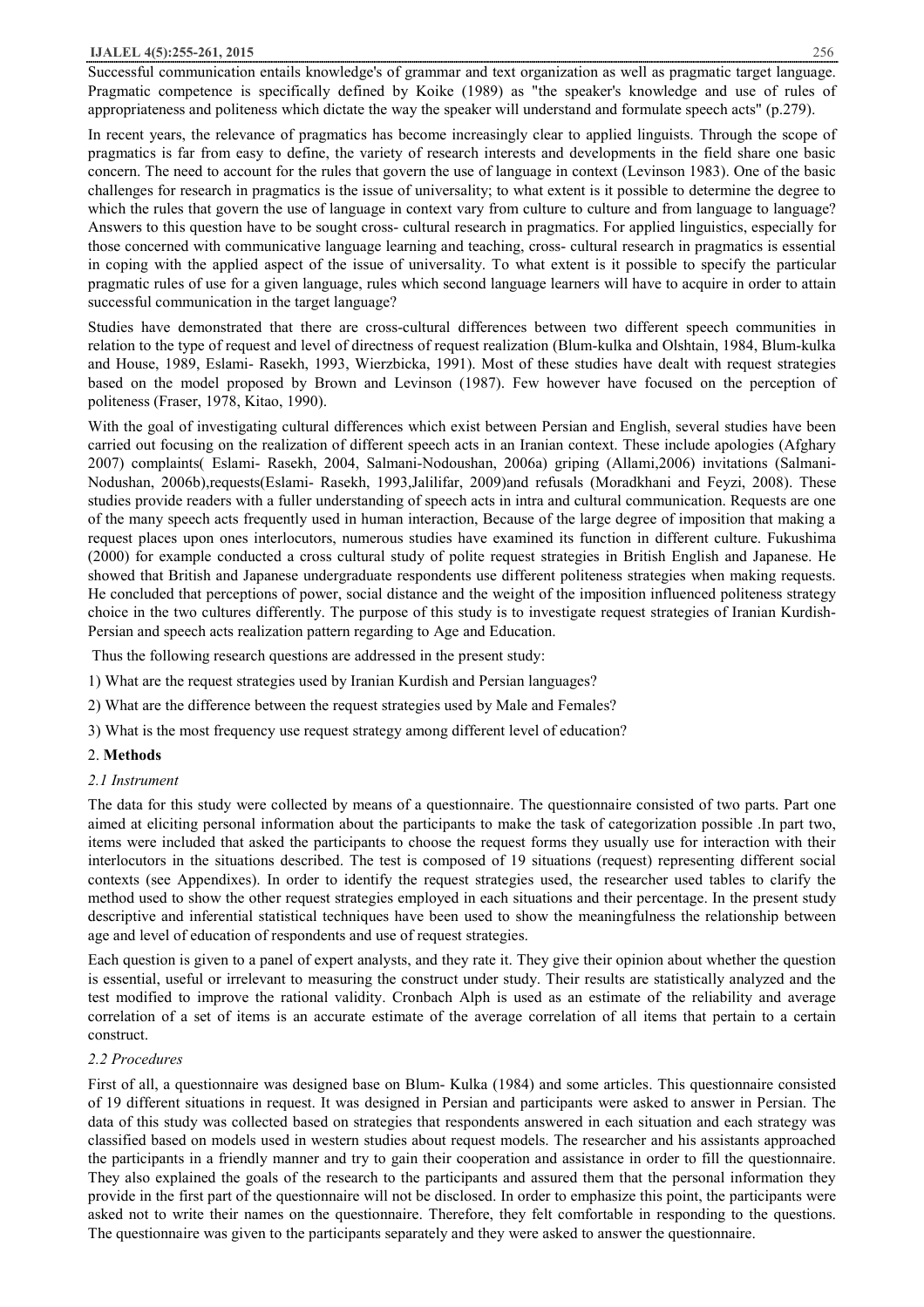Successful communication entails knowledge's of grammar and text organization as well as pragmatic target language. Pragmatic competence is specifically defined by Koike (1989) as "the speaker's knowledge and use of rules of appropriateness and politeness which dictate the way the speaker will understand and formulate speech acts" (p.279).

In recent years, the relevance of pragmatics has become increasingly clear to applied linguists. Through the scope of pragmatics is far from easy to define, the variety of research interests and developments in the field share one basic concern. The need to account for the rules that govern the use of language in context (Levinson 1983). One of the basic challenges for research in pragmatics is the issue of universality; to what extent is it possible to determine the degree to which the rules that govern the use of language in context vary from culture to culture and from language to language? Answers to this question have to be sought cross- cultural research in pragmatics. For applied linguistics, especially for those concerned with communicative language learning and teaching, cross- cultural research in pragmatics is essential in coping with the applied aspect of the issue of universality. To what extent is it possible to specify the particular pragmatic rules of use for a given language, rules which second language learners will have to acquire in order to attain successful communication in the target language?

Studies have demonstrated that there are cross-cultural differences between two different speech communities in relation to the type of request and level of directness of request realization (Blum-kulka and Olshtain, 1984, Blum-kulka and House, 1989, Eslami- Rasekh, 1993, Wierzbicka, 1991). Most of these studies have dealt with request strategies based on the model proposed by Brown and Levinson (1987). Few however have focused on the perception of politeness (Fraser, 1978, Kitao, 1990).

With the goal of investigating cultural differences which exist between Persian and English, several studies have been carried out focusing on the realization of different speech acts in an Iranian context. These include apologies (Afghary 2007) complaints( Eslami- Rasekh, 2004, Salmani-Nodoushan, 2006a) griping (Allami,2006) invitations (Salmani-Nodushan, 2006b),requests(Eslami- Rasekh, 1993,Jalilifar, 2009)and refusals (Moradkhani and Feyzi, 2008). These studies provide readers with a fuller understanding of speech acts in intra and cultural communication. Requests are one of the many speech acts frequently used in human interaction, Because of the large degree of imposition that making a request places upon ones interlocutors, numerous studies have examined its function in different culture. Fukushima (2000) for example conducted a cross cultural study of polite request strategies in British English and Japanese. He showed that British and Japanese undergraduate respondents use different politeness strategies when making requests. He concluded that perceptions of power, social distance and the weight of the imposition influenced politeness strategy choice in the two cultures differently. The purpose of this study is to investigate request strategies of Iranian Kurdish-Persian and speech acts realization pattern regarding to Age and Education.

Thus the following research questions are addressed in the present study:

1) What are the request strategies used by Iranian Kurdish and Persian languages?

2) What are the difference between the request strategies used by Male and Females?

3) What is the most frequency use request strategy among different level of education?

## 2. Methods

### *2.1 Instrument*

The data for this study were collected by means of a questionnaire. The questionnaire consisted of two parts. Part one aimed at eliciting personal information about the participants to make the task of categorization possible .In part two, items were included that asked the participants to choose the request forms they usually use for interaction with their interlocutors in the situations described. The test is composed of 19 situations (request) representing different social contexts (see Appendixes). In order to identify the request strategies used, the researcher used tables to clarify the method used to show the other request strategies employed in each situations and their percentage. In the present study descriptive and inferential statistical techniques have been used to show the meaningfulness the relationship between age and level of education of respondents and use of request strategies.

Each question is given to a panel of expert analysts, and they rate it. They give their opinion about whether the question is essential, useful or irrelevant to measuring the construct under study. Their results are statistically analyzed and the test modified to improve the rational validity. Cronbach Alph is used as an estimate of the reliability and average correlation of a set of items is an accurate estimate of the average correlation of all items that pertain to a certain construct.

### *2.2 Procedures*

First of all, a questionnaire was designed base on Blum- Kulka (1984) and some articles. This questionnaire consisted of 19 different situations in request. It was designed in Persian and participants were asked to answer in Persian. The data of this study was collected based on strategies that respondents answered in each situation and each strategy was classified based on models used in western studies about request models. The researcher and his assistants approached the participants in a friendly manner and try to gain their cooperation and assistance in order to fill the questionnaire. They also explained the goals of the research to the participants and assured them that the personal information they provide in the first part of the questionnaire will not be disclosed. In order to emphasize this point, the participants were asked not to write their names on the questionnaire. Therefore, they felt comfortable in responding to the questions. The questionnaire was given to the participants separately and they were asked to answer the questionnaire.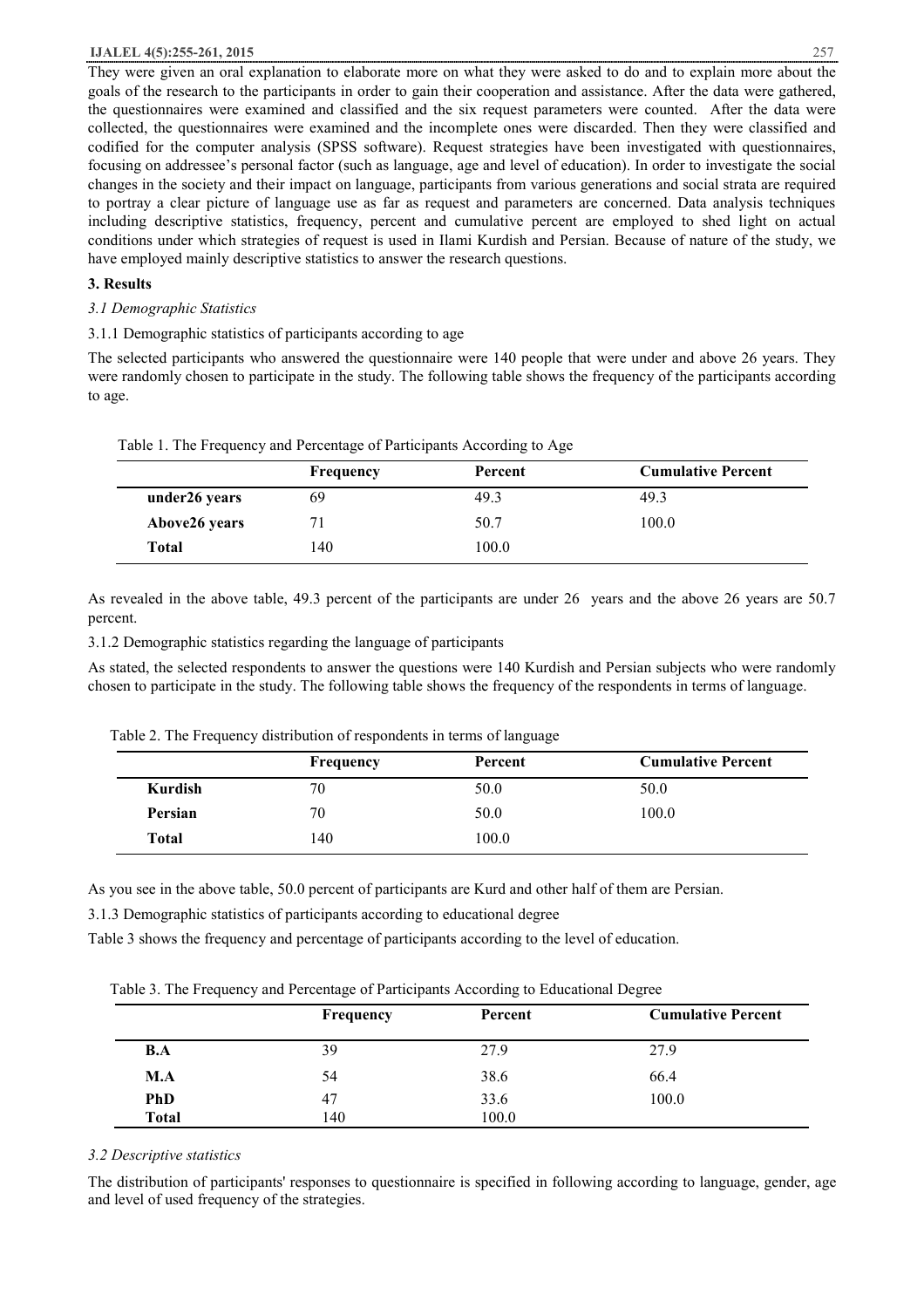They were given an oral explanation to elaborate more on what they were asked to do and to explain more about the goals of the research to the participants in order to gain their cooperation and assistance. After the data were gathered, the questionnaires were examined and classified and the six request parameters were counted. After the data were collected, the questionnaires were examined and the incomplete ones were discarded. Then they were classified and codified for the computer analysis (SPSS software). Request strategies have been investigated with questionnaires, focusing on addressee's personal factor (such as language, age and level of education). In order to investigate the social changes in the society and their impact on language, participants from various generations and social strata are required to portray a clear picture of language use as far as request and parameters are concerned. Data analysis techniques including descriptive statistics, frequency, percent and cumulative percent are employed to shed light on actual conditions under which strategies of request is used in Ilami Kurdish and Persian. Because of nature of the study, we have employed mainly descriptive statistics to answer the research questions.

## 3. Results

### *3.1 Demographic Statistics*

#### 3.1.1 Demographic statistics of participants according to age

The selected participants who answered the questionnaire were 140 people that were under and above 26 years. They were randomly chosen to participate in the study. The following table shows the frequency of the participants according to age.

Table 1. The Frequency and Percentage of Participants According to Age

| | Frequency | Percent | Cumulative Percent |
|---|---|---|---|
| **under26 years** | 69 | 49.3 | 49.3 |
| **Above26 years** | 71 | 50.7 | 100.0 |
| **Total** | 140 | 100.0 | |

As revealed in the above table, 49.3 percent of the participants are under 26 years and the above 26 years are 50.7 percent.

#### 3.1.2 Demographic statistics regarding the language of participants

As stated, the selected respondents to answer the questions were 140 Kurdish and Persian subjects who were randomly chosen to participate in the study. The following table shows the frequency of the respondents in terms of language.

Table 2. The Frequency distribution of respondents in terms of language

| | Frequency | Percent | Cumulative Percent |
|---|---|---|---|
| **Kurdish** | 70 | 50.0 | 50.0 |
| **Persian** | 70 | 50.0 | 100.0 |
| **Total** | 140 | 100.0 | |

As you see in the above table, 50.0 percent of participants are Kurd and other half of them are Persian.

#### 3.1.3 Demographic statistics of participants according to educational degree

Table 3 shows the frequency and percentage of participants according to the level of education.

Table 3. The Frequency and Percentage of Participants According to Educational Degree

| | Frequency | Percent | Cumulative Percent |
|---|---|---|---|
| **B.A** | 39 | 27.9 | 27.9 |
| **M.A** | 54 | 38.6 | 66.4 |
| **PhD** | 47 | 33.6 | 100.0 |
| **Total** | 140 | 100.0 | |

### *3.2 Descriptive statistics*

The distribution of participants' responses to questionnaire is specified in following according to language, gender, age and level of used frequency of the strategies.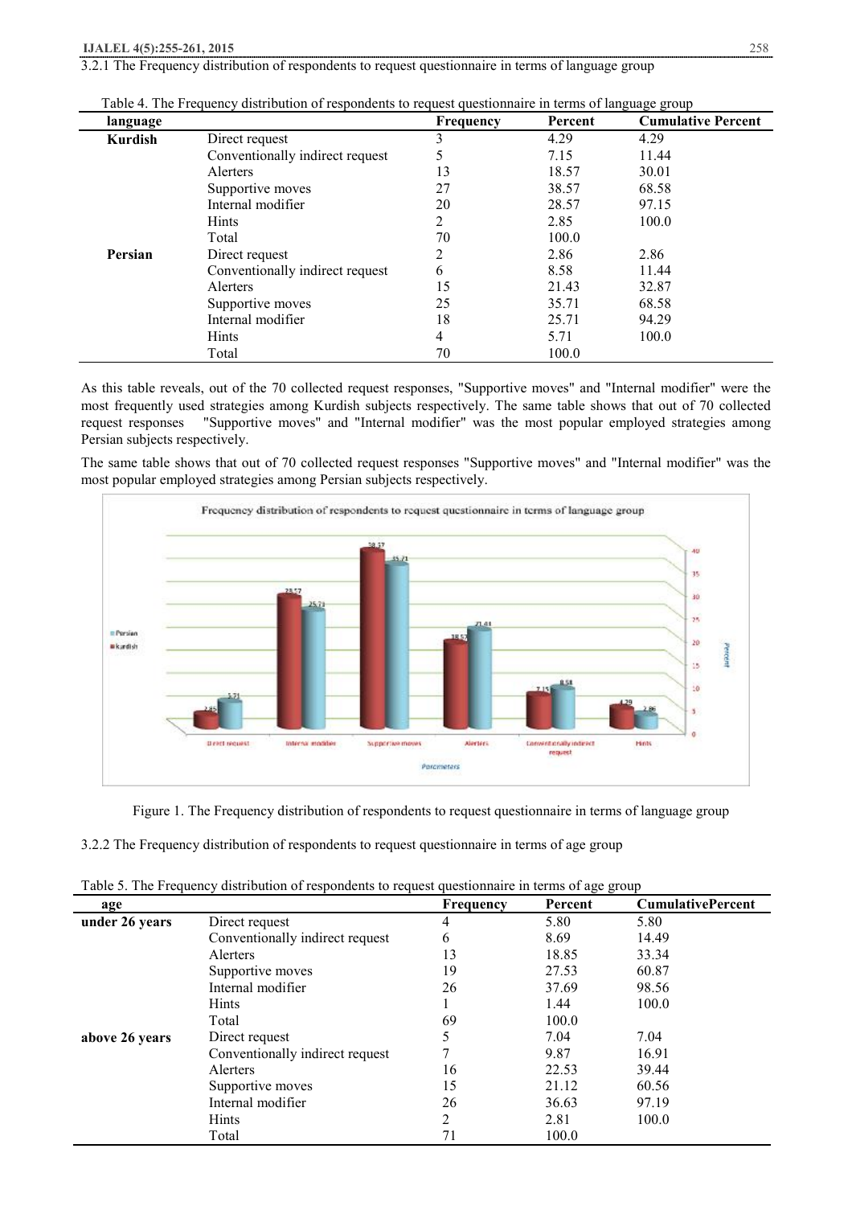3.2.1 The Frequency distribution of respondents to request questionnaire in terms of language group

Table 4. The Frequency distribution of respondents to request questionnaire in terms of language group

| language | | Frequency | Percent | Cumulative Percent |
|---|---|---|---|---|
| **Kurdish** | Direct request | 3 | 4.29 | 4.29 |
| | Conventionally indirect request | 5 | 7.15 | 11.44 |
| | Alerters | 13 | 18.57 | 30.01 |
| | Supportive moves | 27 | 38.57 | 68.58 |
| | Internal modifier | 20 | 28.57 | 97.15 |
| | Hints | 2 | 2.85 | 100.0 |
| | Total | 70 | 100.0 | |
| **Persian** | Direct request | 2 | 2.86 | 2.86 |
| | Conventionally indirect request | 6 | 8.58 | 11.44 |
| | Alerters | 15 | 21.43 | 32.87 |
| | Supportive moves | 25 | 35.71 | 68.58 |
| | Internal modifier | 18 | 25.71 | 94.29 |
| | Hints | 4 | 5.71 | 100.0 |
| | Total | 70 | 100.0 | |

As this table reveals, out of the 70 collected request responses, "Supportive moves" and "Internal modifier" were the most frequently used strategies among Kurdish subjects respectively. The same table shows that out of 70 collected request responses "Supportive moves" and "Internal modifier" was the most popular employed strategies among Persian subjects respectively.

The same table shows that out of 70 collected request responses "Supportive moves" and "Internal modifier" was the most popular employed strategies among Persian subjects respectively.

Figure 1. The Frequency distribution of respondents to request questionnaire in terms of language group

3.2.2 The Frequency distribution of respondents to request questionnaire in terms of age group

Table 5. The Frequency distribution of respondents to request questionnaire in terms of age group

| age | | Frequency | Percent | CumulativePercent |
|---|---|---|---|---|
| **under 26 years** | Direct request | 4 | 5.80 | 5.80 |
| | Conventionally indirect request | 6 | 8.69 | 14.49 |
| | Alerters | 13 | 18.85 | 33.34 |
| | Supportive moves | 19 | 27.53 | 60.87 |
| | Internal modifier | 26 | 37.69 | 98.56 |
| | Hints | 1 | 1.44 | 100.0 |
| | Total | 69 | 100.0 | |
| **above 26 years** | Direct request | 5 | 7.04 | 7.04 |
| | Conventionally indirect request | 7 | 9.87 | 16.91 |
| | Alerters | 16 | 22.53 | 39.44 |
| | Supportive moves | 15 | 21.12 | 60.56 |
| | Internal modifier | 26 | 36.63 | 97.19 |
| | Hints | 2 | 2.81 | 100.0 |
| | Total | 71 | 100.0 | |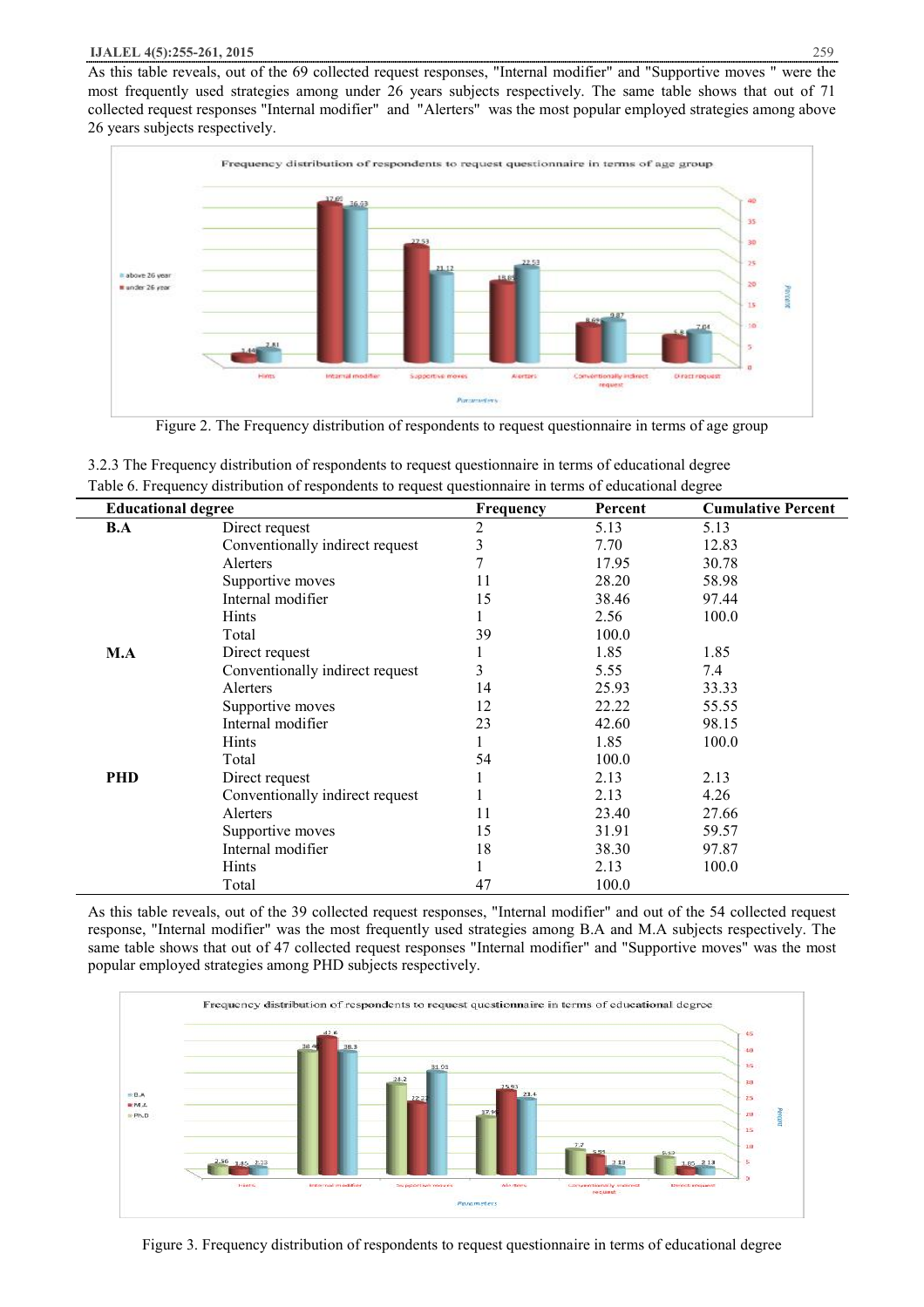As this table reveals, out of the 69 collected request responses, "Internal modifier" and "Supportive moves " were the most frequently used strategies among under 26 years subjects respectively. The same table shows that out of 71 collected request responses "Internal modifier" and "Alerters" was the most popular employed strategies among above 26 years subjects respectively.

Figure 2. The Frequency distribution of respondents to request questionnaire in terms of age group

3.2.3 The Frequency distribution of respondents to request questionnaire in terms of educational degree

Table 6. Frequency distribution of respondents to request questionnaire in terms of educational degree

| Educational degree | | Frequency | Percent | Cumulative Percent |
|---|---|---|---|---|
| **B.A** | Direct request | 2 | 5.13 | 5.13 |
| | Conventionally indirect request | 3 | 7.70 | 12.83 |
| | Alerters | 7 | 17.95 | 30.78 |
| | Supportive moves | 11 | 28.20 | 58.98 |
| | Internal modifier | 15 | 38.46 | 97.44 |
| | Hints | 1 | 2.56 | 100.0 |
| | Total | 39 | 100.0 | |
| **M.A** | Direct request | 1 | 1.85 | 1.85 |
| | Conventionally indirect request | 3 | 5.55 | 7.4 |
| | Alerters | 14 | 25.93 | 33.33 |
| | Supportive moves | 12 | 22.22 | 55.55 |
| | Internal modifier | 23 | 42.60 | 98.15 |
| | Hints | 1 | 1.85 | 100.0 |
| | Total | 54 | 100.0 | |
| **PHD** | Direct request | 1 | 2.13 | 2.13 |
| | Conventionally indirect request | 1 | 2.13 | 4.26 |
| | Alerters | 11 | 23.40 | 27.66 |
| | Supportive moves | 15 | 31.91 | 59.57 |
| | Internal modifier | 18 | 38.30 | 97.87 |
| | Hints | 1 | 2.13 | 100.0 |
| | Total | 47 | 100.0 | |

As this table reveals, out of the 39 collected request responses, "Internal modifier" and out of the 54 collected request response, "Internal modifier" was the most frequently used strategies among B.A and M.A subjects respectively. The same table shows that out of 47 collected request responses "Internal modifier" and "Supportive moves" was the most popular employed strategies among PHD subjects respectively.

Figure 3. Frequency distribution of respondents to request questionnaire in terms of educational degree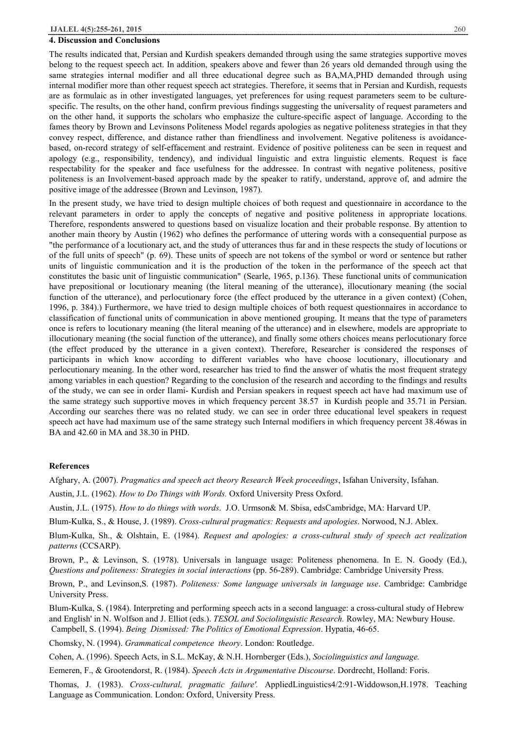## 4. Discussion and Conclusions

The results indicated that, Persian and Kurdish speakers demanded through using the same strategies supportive moves belong to the request speech act. In addition, speakers above and fewer than 26 years old demanded through using the same strategies internal modifier and all three educational degree such as BA,MA,PHD demanded through using internal modifier more than other request speech act strategies. Therefore, it seems that in Persian and Kurdish, requests are as formulaic as in other investigated languages, yet preferences for using request parameters seem to be culture-specific. The results, on the other hand, confirm previous findings suggesting the universality of request parameters and on the other hand, it supports the scholars who emphasize the culture-specific aspect of language. According to the fames theory by Brown and Levinsons Politeness Model regards apologies as negative politeness strategies in that they convey respect, difference, and distance rather than friendliness and involvement. Negative politeness is avoidance-based, on-record strategy of self-effacement and restraint. Evidence of positive politeness can be seen in request and apology (e.g., responsibility, tendency), and individual linguistic and extra linguistic elements. Request is face respectability for the speaker and face usefulness for the addressee. In contrast with negative politeness, positive politeness is an Involvement-based approach made by the speaker to ratify, understand, approve of, and admire the positive image of the addressee (Brown and Levinson, 1987).

In the present study, we have tried to design multiple choices of both request and questionnaire in accordance to the relevant parameters in order to apply the concepts of negative and positive politeness in appropriate locations. Therefore, respondents answered to questions based on visualize location and their probable response. By attention to another main theory by Austin (1962) who defines the performance of uttering words with a consequential purpose as "the performance of a locutionary act, and the study of utterances thus far and in these respects the study of locutions or of the full units of speech" (p. 69). These units of speech are not tokens of the symbol or word or sentence but rather units of linguistic communication and it is the production of the token in the performance of the speech act that constitutes the basic unit of linguistic communication" (Searle, 1965, p.136). These functional units of communication have prepositional or locutionary meaning (the literal meaning of the utterance), illocutionary meaning (the social function of the utterance), and perlocutionary force (the effect produced by the utterance in a given context) (Cohen, 1996, p. 384).) Furthermore, we have tried to design multiple choices of both request questionnaires in accordance to classification of functional units of communication in above mentioned grouping. It means that the type of parameters once is refers to locutionary meaning (the literal meaning of the utterance) and in elsewhere, models are appropriate to illocutionary meaning (the social function of the utterance), and finally some others choices means perlocutionary force (the effect produced by the utterance in a given context). Therefore, Researcher is considered the responses of participants in which know according to different variables who have choose locutionary, illocutionary and perlocutionary meaning. In the other word, researcher has tried to find the answer of whatis the most frequent strategy among variables in each question? Regarding to the conclusion of the research and according to the findings and results of the study, we can see in order Ilami- Kurdish and Persian speakers in request speech act have had maximum use of the same strategy such supportive moves in which frequency percent 38.57 in Kurdish people and 35.71 in Persian. According our searches there was no related study. we can see in order three educational level speakers in request speech act have had maximum use of the same strategy such Internal modifiers in which frequency percent 38.46was in BA and 42.60 in MA and 38.30 in PHD.

### References

Afghary, A. (2007). *Pragmatics and speech act theory Research Week proceedings*, Isfahan University, Isfahan.

Austin, J.L. (1962). *How to Do Things with Words.* Oxford University Press Oxford.

Austin, J.L. (1975). *How to do things with words*. J.O. Urmson& M. Sbisa, edsCambridge, MA: Harvard UP.

Blum-Kulka, S., & House, J. (1989). *Cross-cultural pragmatics: Requests and apologies*. Norwood, N.J. Ablex.

Blum-Kulka, Sh., & Olshtain, E. (1984). *Request and apologies: a cross-cultural study of speech act realization patterns* (CCSARP).

Brown, P., & Levinson, S. (1978). Universals in language usage: Politeness phenomena. In E. N. Goody (Ed.), *Questions and politeness: Strategies in social interactions* (pp. 56-289). Cambridge: Cambridge University Press.

Brown, P., and Levinson,S. (1987). *Politeness: Some language universals in language use*. Cambridge: Cambridge University Press.

Blum-Kulka, S. (1984). Interpreting and performing speech acts in a second language: a cross-cultural study of Hebrew and English' in N. Wolfson and J. Elliot (eds.). *TESOL and Sociolinguistic Research.* Rowley, MA: Newbury House.

Campbell, S. (1994). *Being Dismissed: The Politics of Emotional Expression*. Hypatia, 46-65.

Chomsky, N. (1994). *Grammatical competence theory*. London: Routledge.

Cohen, A. (1996). Speech Acts, in S.L. McKay, & N.H. Hornberger (Eds.), *Sociolinguistics and language.*

Eemeren, F., & Grootendorst, R. (1984). *Speech Acts in Argumentative Discourse*. Dordrecht, Holland: Foris.

Thomas, J. (1983). *Cross-cultural, pragmatic failure'.* AppliedLinguistics4/2:91-Widdowson,H.1978. Teaching Language as Communication. London: Oxford, University Press.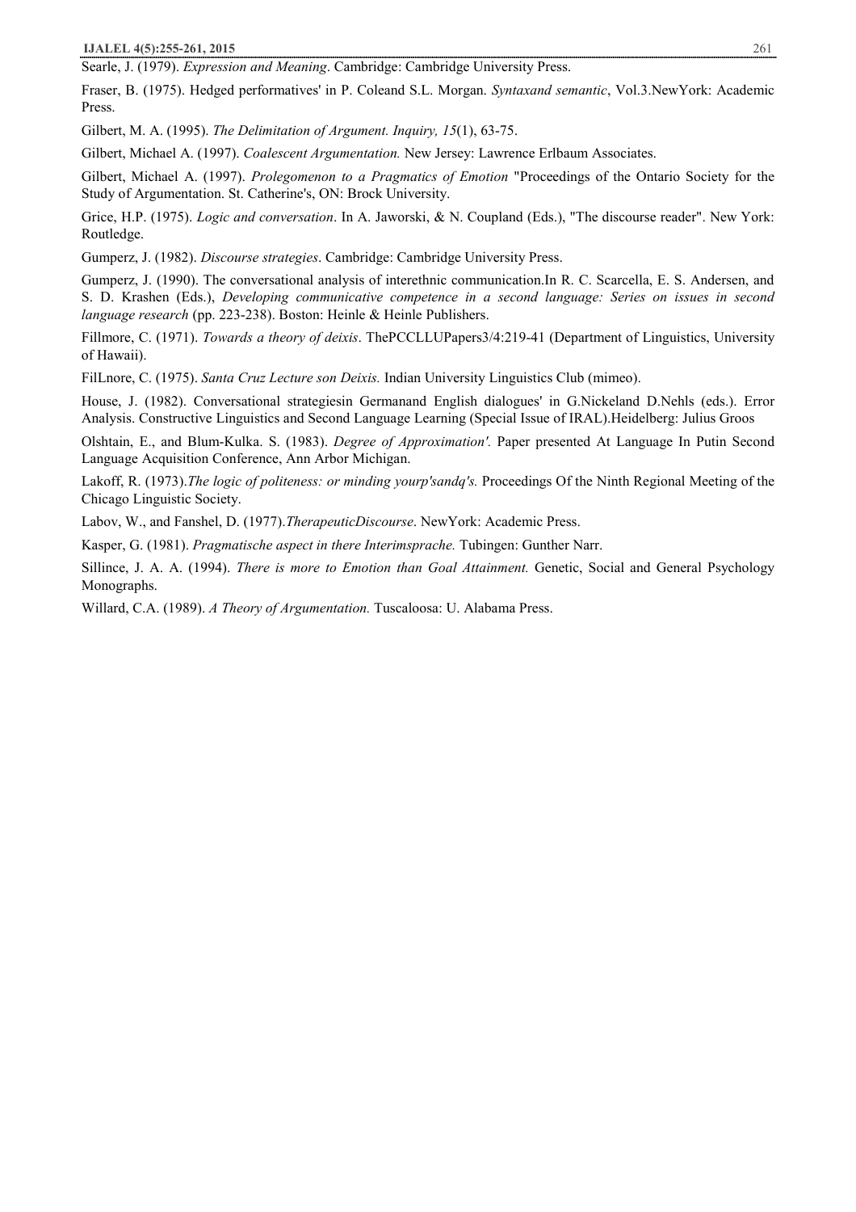Searle, J. (1979). *Expression and Meaning*. Cambridge: Cambridge University Press.

Fraser, B. (1975). Hedged performatives' in P. Coleand S.L. Morgan. *Syntaxand semantic*, Vol.3.NewYork: Academic Press.

Gilbert, M. A. (1995). *The Delimitation of Argument. Inquiry, 15*(1), 63-75.

Gilbert, Michael A. (1997). *Coalescent Argumentation.* New Jersey: Lawrence Erlbaum Associates.

Gilbert, Michael A. (1997). *Prolegomenon to a Pragmatics of Emotion* "Proceedings of the Ontario Society for the Study of Argumentation. St. Catherine's, ON: Brock University.

Grice, H.P. (1975). *Logic and conversation*. In A. Jaworski, & N. Coupland (Eds.), "The discourse reader". New York: Routledge.

Gumperz, J. (1982). *Discourse strategies*. Cambridge: Cambridge University Press.

Gumperz, J. (1990). The conversational analysis of interethnic communication.In R. C. Scarcella, E. S. Andersen, and S. D. Krashen (Eds.), *Developing communicative competence in a second language: Series on issues in second language research* (pp. 223-238). Boston: Heinle & Heinle Publishers.

Fillmore, C. (1971). *Towards a theory of deixis*. ThePCCLLUPapers3/4:219-41 (Department of Linguistics, University of Hawaii).

FilLnore, C. (1975). *Santa Cruz Lecture son Deixis.* Indian University Linguistics Club (mimeo).

House, J. (1982). Conversational strategiesin Germanand English dialogues' in G.Nickeland D.Nehls (eds.). Error Analysis. Constructive Linguistics and Second Language Learning (Special Issue of IRAL).Heidelberg: Julius Groos

Olshtain, E., and Blum-Kulka. S. (1983). *Degree of Approximation'.* Paper presented At Language In Putin Second Language Acquisition Conference, Ann Arbor Michigan.

Lakoff, R. (1973).*The logic of politeness: or minding yourp'sandq's.* Proceedings Of the Ninth Regional Meeting of the Chicago Linguistic Society.

Labov, W., and Fanshel, D. (1977).*TherapeuticDiscourse*. NewYork: Academic Press.

Kasper, G. (1981). *Pragmatische aspect in there Interimsprache.* Tubingen: Gunther Narr.

Sillince, J. A. A. (1994). *There is more to Emotion than Goal Attainment.* Genetic, Social and General Psychology Monographs.

Willard, C.A. (1989). *A Theory of Argumentation.* Tuscaloosa: U. Alabama Press.